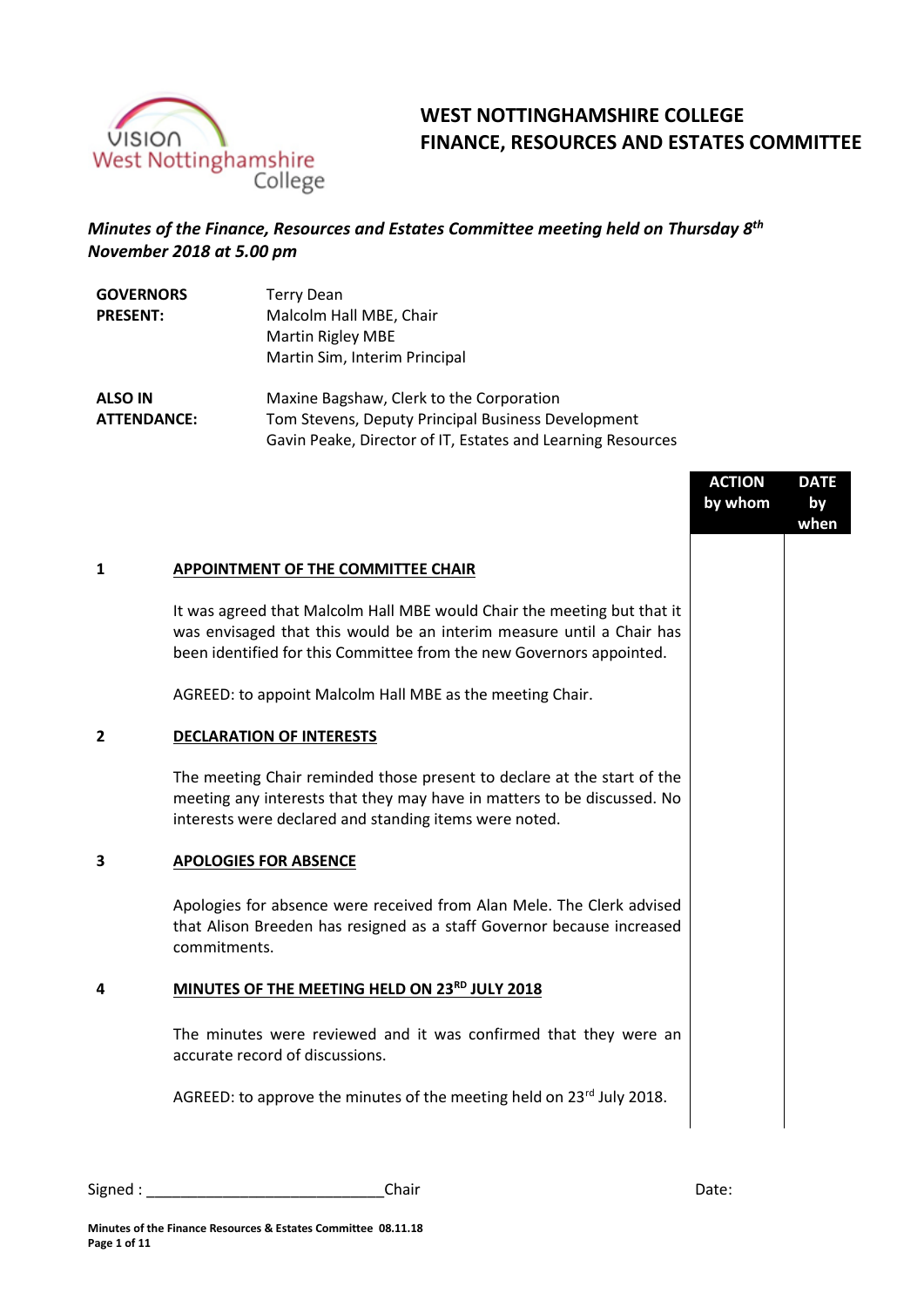# WEST NOTTINGHAMSHIRE COLLEGE
# FINANCE, RESOURCES AND ESTATES COMMITTEE

***Minutes of the Finance, Resources and Estates Committee meeting held on Thursday 8th November 2018 at 5.00 pm***

| | |
|---|---|
| **GOVERNORS PRESENT:** | Terry Dean<br>Malcolm Hall MBE, Chair<br>Martin Rigley MBE<br>Martin Sim, Interim Principal |
| **ALSO IN ATTENDANCE:** | Maxine Bagshaw, Clerk to the Corporation<br>Tom Stevens, Deputy Principal Business Development<br>Gavin Peake, Director of IT, Estates and Learning Resources |

| | | ACTION by whom | DATE by when |
|---|---|---|---|
| **1** | **APPOINTMENT OF THE COMMITTEE CHAIR** | | |
| | It was agreed that Malcolm Hall MBE would Chair the meeting but that it was envisaged that this would be an interim measure until a Chair has been identified for this Committee from the new Governors appointed. | | |
| | AGREED: to appoint Malcolm Hall MBE as the meeting Chair. | | |
| **2** | **DECLARATION OF INTERESTS** | | |
| | The meeting Chair reminded those present to declare at the start of the meeting any interests that they may have in matters to be discussed. No interests were declared and standing items were noted. | | |
| **3** | **APOLOGIES FOR ABSENCE** | | |
| | Apologies for absence were received from Alan Mele. The Clerk advised that Alison Breeden has resigned as a staff Governor because increased commitments. | | |
| **4** | **MINUTES OF THE MEETING HELD ON 23RD JULY 2018** | | |
| | The minutes were reviewed and it was confirmed that they were an accurate record of discussions. | | |
| | AGREED: to approve the minutes of the meeting held on 23rd July 2018. | | |

Signed : ___________________________Chair Date: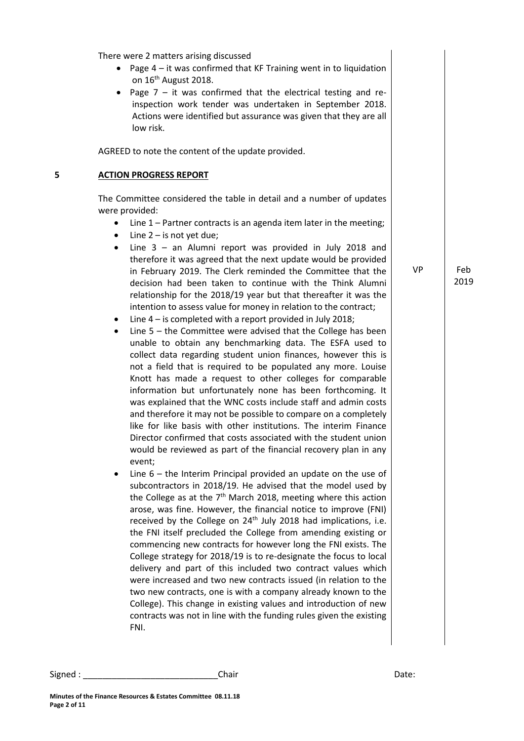There were 2 matters arising discussed

- Page 4 – it was confirmed that KF Training went in to liquidation on 16th August 2018.
- Page 7 – it was confirmed that the electrical testing and re-inspection work tender was undertaken in September 2018. Actions were identified but assurance was given that they are all low risk.

AGREED to note the content of the update provided.

## 5 ACTION PROGRESS REPORT

The Committee considered the table in detail and a number of updates were provided:

- Line 1 – Partner contracts is an agenda item later in the meeting;
- Line 2 – is not yet due;
- Line 3 – an Alumni report was provided in July 2018 and therefore it was agreed that the next update would be provided in February 2019. The Clerk reminded the Committee that the decision had been taken to continue with the Think Alumni relationship for the 2018/19 year but that thereafter it was the intention to assess value for money in relation to the contract; **VP — Feb 2019**
- Line 4 – is completed with a report provided in July 2018;
- Line 5 – the Committee were advised that the College has been unable to obtain any benchmarking data. The ESFA used to collect data regarding student union finances, however this is not a field that is required to be populated any more. Louise Knott has made a request to other colleges for comparable information but unfortunately none has been forthcoming. It was explained that the WNC costs include staff and admin costs and therefore it may not be possible to compare on a completely like for like basis with other institutions. The interim Finance Director confirmed that costs associated with the student union would be reviewed as part of the financial recovery plan in any event;
- Line 6 – the Interim Principal provided an update on the use of subcontractors in 2018/19. He advised that the model used by the College as at the 7th March 2018, meeting where this action arose, was fine. However, the financial notice to improve (FNI) received by the College on 24th July 2018 had implications, i.e. the FNI itself precluded the College from amending existing or commencing new contracts for however long the FNI exists. The College strategy for 2018/19 is to re-designate the focus to local delivery and part of this included two contract values which were increased and two new contracts issued (in relation to the two new contracts, one is with a company already known to the College). This change in existing values and introduction of new contracts was not in line with the funding rules given the existing FNI.

Signed : ____________________________Chair Date:

**Minutes of the Finance Resources & Estates Committee 08.11.18**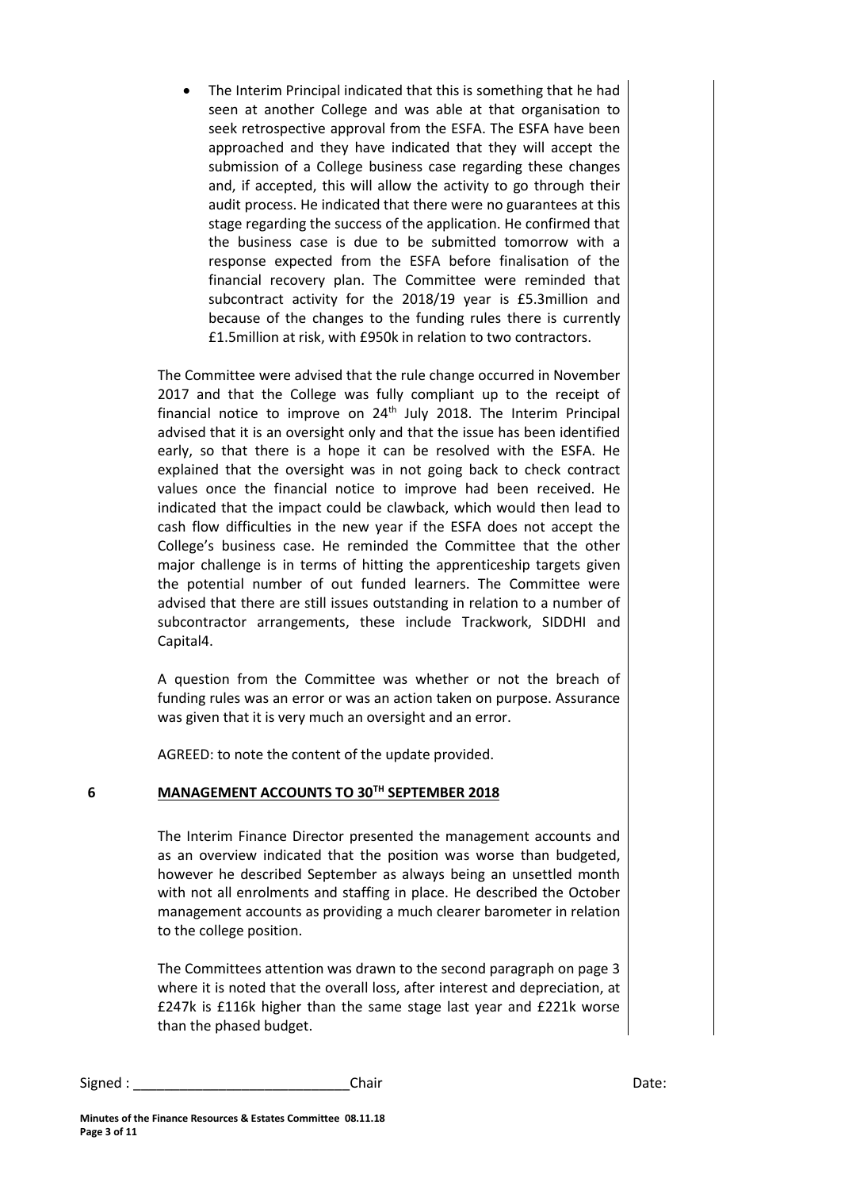- The Interim Principal indicated that this is something that he had seen at another College and was able at that organisation to seek retrospective approval from the ESFA. The ESFA have been approached and they have indicated that they will accept the submission of a College business case regarding these changes and, if accepted, this will allow the activity to go through their audit process. He indicated that there were no guarantees at this stage regarding the success of the application. He confirmed that the business case is due to be submitted tomorrow with a response expected from the ESFA before finalisation of the financial recovery plan. The Committee were reminded that subcontract activity for the 2018/19 year is £5.3million and because of the changes to the funding rules there is currently £1.5million at risk, with £950k in relation to two contractors.

The Committee were advised that the rule change occurred in November 2017 and that the College was fully compliant up to the receipt of financial notice to improve on 24th July 2018. The Interim Principal advised that it is an oversight only and that the issue has been identified early, so that there is a hope it can be resolved with the ESFA. He explained that the oversight was in not going back to check contract values once the financial notice to improve had been received. He indicated that the impact could be clawback, which would then lead to cash flow difficulties in the new year if the ESFA does not accept the College's business case. He reminded the Committee that the other major challenge is in terms of hitting the apprenticeship targets given the potential number of out funded learners. The Committee were advised that there are still issues outstanding in relation to a number of subcontractor arrangements, these include Trackwork, SIDDHI and Capital4.

A question from the Committee was whether or not the breach of funding rules was an error or was an action taken on purpose. Assurance was given that it is very much an oversight and an error.

AGREED: to note the content of the update provided.

## 6 MANAGEMENT ACCOUNTS TO 30TH SEPTEMBER 2018

The Interim Finance Director presented the management accounts and as an overview indicated that the position was worse than budgeted, however he described September as always being an unsettled month with not all enrolments and staffing in place. He described the October management accounts as providing a much clearer barometer in relation to the college position.

The Committees attention was drawn to the second paragraph on page 3 where it is noted that the overall loss, after interest and depreciation, at £247k is £116k higher than the same stage last year and £221k worse than the phased budget.

Signed : ____________________________Chair Date: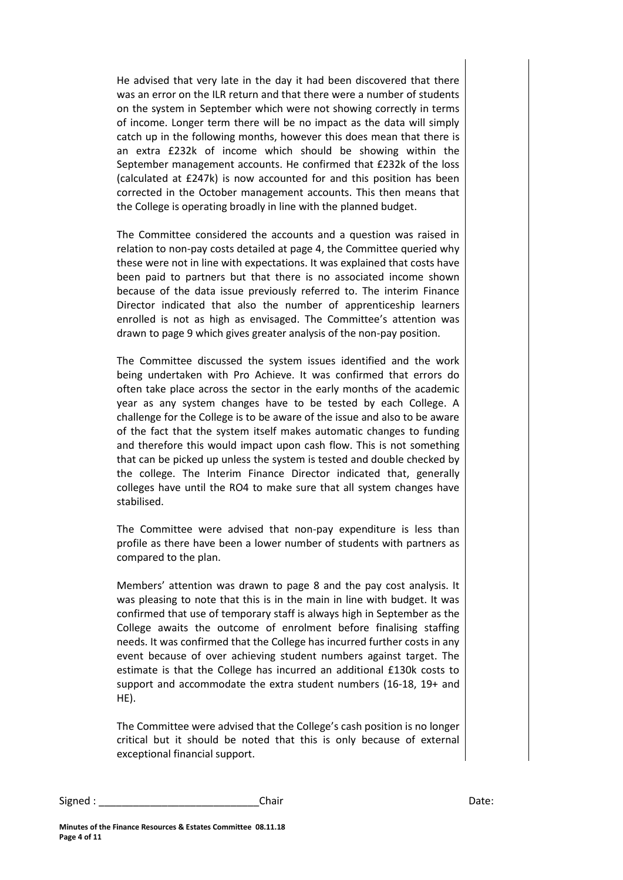He advised that very late in the day it had been discovered that there was an error on the ILR return and that there were a number of students on the system in September which were not showing correctly in terms of income. Longer term there will be no impact as the data will simply catch up in the following months, however this does mean that there is an extra £232k of income which should be showing within the September management accounts. He confirmed that £232k of the loss (calculated at £247k) is now accounted for and this position has been corrected in the October management accounts. This then means that the College is operating broadly in line with the planned budget.

The Committee considered the accounts and a question was raised in relation to non-pay costs detailed at page 4, the Committee queried why these were not in line with expectations. It was explained that costs have been paid to partners but that there is no associated income shown because of the data issue previously referred to. The interim Finance Director indicated that also the number of apprenticeship learners enrolled is not as high as envisaged. The Committee's attention was drawn to page 9 which gives greater analysis of the non-pay position.

The Committee discussed the system issues identified and the work being undertaken with Pro Achieve. It was confirmed that errors do often take place across the sector in the early months of the academic year as any system changes have to be tested by each College. A challenge for the College is to be aware of the issue and also to be aware of the fact that the system itself makes automatic changes to funding and therefore this would impact upon cash flow. This is not something that can be picked up unless the system is tested and double checked by the college. The Interim Finance Director indicated that, generally colleges have until the RO4 to make sure that all system changes have stabilised.

The Committee were advised that non-pay expenditure is less than profile as there have been a lower number of students with partners as compared to the plan.

Members' attention was drawn to page 8 and the pay cost analysis. It was pleasing to note that this is in the main in line with budget. It was confirmed that use of temporary staff is always high in September as the College awaits the outcome of enrolment before finalising staffing needs. It was confirmed that the College has incurred further costs in any event because of over achieving student numbers against target. The estimate is that the College has incurred an additional £130k costs to support and accommodate the extra student numbers (16-18, 19+ and HE).

The Committee were advised that the College's cash position is no longer critical but it should be noted that this is only because of external exceptional financial support.

Signed : ____________________________ Chair Date: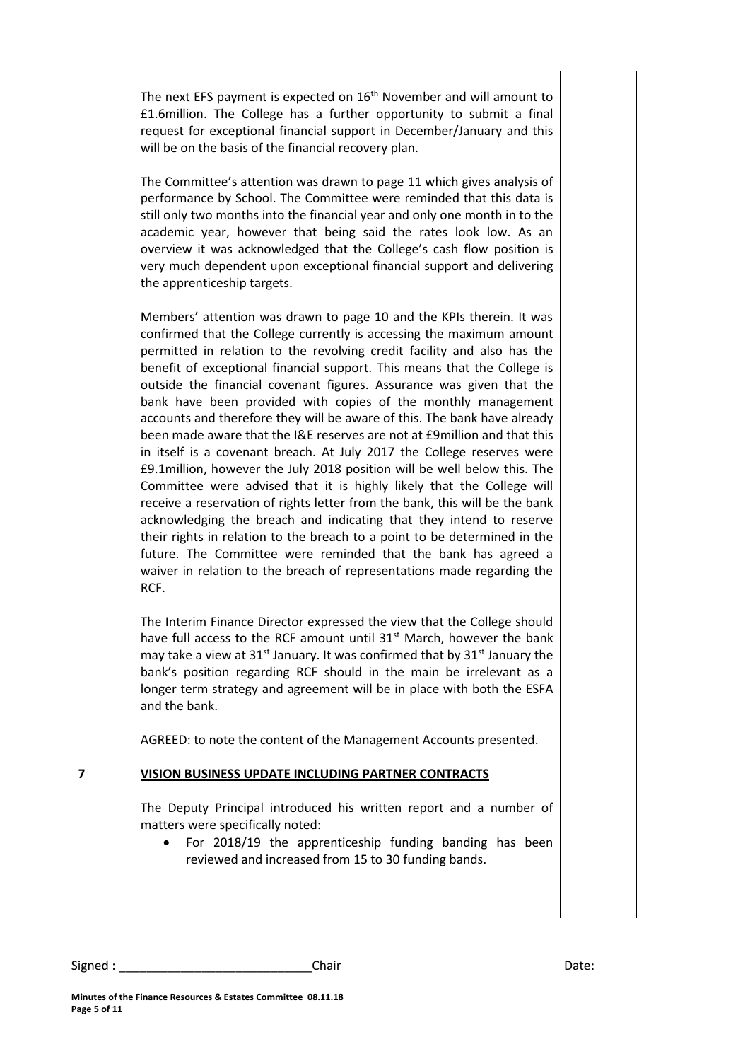The next EFS payment is expected on 16th November and will amount to £1.6million. The College has a further opportunity to submit a final request for exceptional financial support in December/January and this will be on the basis of the financial recovery plan.

The Committee's attention was drawn to page 11 which gives analysis of performance by School. The Committee were reminded that this data is still only two months into the financial year and only one month in to the academic year, however that being said the rates look low. As an overview it was acknowledged that the College's cash flow position is very much dependent upon exceptional financial support and delivering the apprenticeship targets.

Members' attention was drawn to page 10 and the KPIs therein. It was confirmed that the College currently is accessing the maximum amount permitted in relation to the revolving credit facility and also has the benefit of exceptional financial support. This means that the College is outside the financial covenant figures. Assurance was given that the bank have been provided with copies of the monthly management accounts and therefore they will be aware of this. The bank have already been made aware that the I&E reserves are not at £9million and that this in itself is a covenant breach. At July 2017 the College reserves were £9.1million, however the July 2018 position will be well below this. The Committee were advised that it is highly likely that the College will receive a reservation of rights letter from the bank, this will be the bank acknowledging the breach and indicating that they intend to reserve their rights in relation to the breach to a point to be determined in the future. The Committee were reminded that the bank has agreed a waiver in relation to the breach of representations made regarding the RCF.

The Interim Finance Director expressed the view that the College should have full access to the RCF amount until 31st March, however the bank may take a view at 31st January. It was confirmed that by 31st January the bank's position regarding RCF should in the main be irrelevant as a longer term strategy and agreement will be in place with both the ESFA and the bank.

AGREED: to note the content of the Management Accounts presented.

**7 VISION BUSINESS UPDATE INCLUDING PARTNER CONTRACTS**

The Deputy Principal introduced his written report and a number of matters were specifically noted:

- For 2018/19 the apprenticeship funding banding has been reviewed and increased from 15 to 30 funding bands.

Signed : ____________________________Chair Date: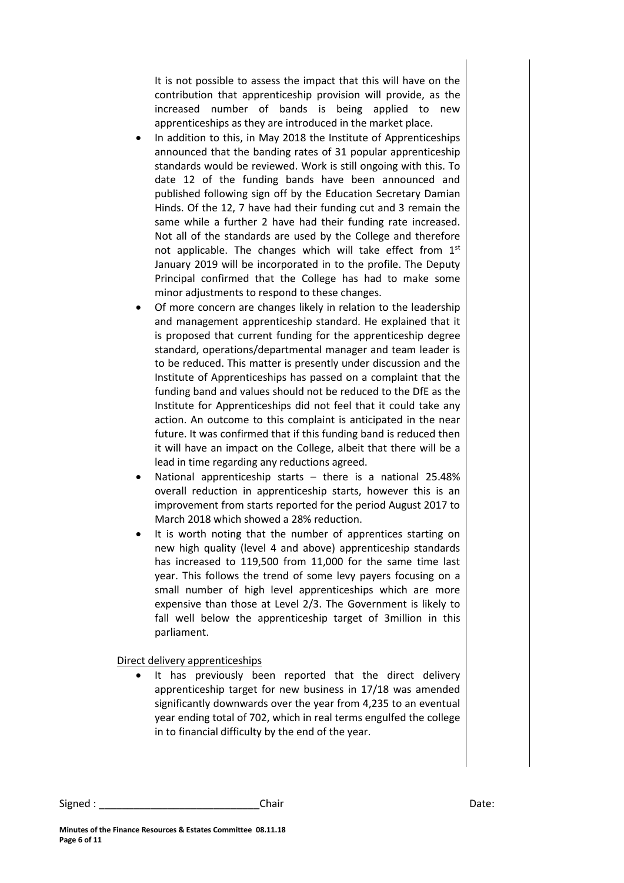It is not possible to assess the impact that this will have on the contribution that apprenticeship provision will provide, as the increased number of bands is being applied to new apprenticeships as they are introduced in the market place.

- In addition to this, in May 2018 the Institute of Apprenticeships announced that the banding rates of 31 popular apprenticeship standards would be reviewed. Work is still ongoing with this. To date 12 of the funding bands have been announced and published following sign off by the Education Secretary Damian Hinds. Of the 12, 7 have had their funding cut and 3 remain the same while a further 2 have had their funding rate increased. Not all of the standards are used by the College and therefore not applicable. The changes which will take effect from 1st January 2019 will be incorporated in to the profile. The Deputy Principal confirmed that the College has had to make some minor adjustments to respond to these changes.
- Of more concern are changes likely in relation to the leadership and management apprenticeship standard. He explained that it is proposed that current funding for the apprenticeship degree standard, operations/departmental manager and team leader is to be reduced. This matter is presently under discussion and the Institute of Apprenticeships has passed on a complaint that the funding band and values should not be reduced to the DfE as the Institute for Apprenticeships did not feel that it could take any action. An outcome to this complaint is anticipated in the near future. It was confirmed that if this funding band is reduced then it will have an impact on the College, albeit that there will be a lead in time regarding any reductions agreed.
- National apprenticeship starts – there is a national 25.48% overall reduction in apprenticeship starts, however this is an improvement from starts reported for the period August 2017 to March 2018 which showed a 28% reduction.
- It is worth noting that the number of apprentices starting on new high quality (level 4 and above) apprenticeship standards has increased to 119,500 from 11,000 for the same time last year. This follows the trend of some levy payers focusing on a small number of high level apprenticeships which are more expensive than those at Level 2/3. The Government is likely to fall well below the apprenticeship target of 3million in this parliament.

Direct delivery apprenticeships

- It has previously been reported that the direct delivery apprenticeship target for new business in 17/18 was amended significantly downwards over the year from 4,235 to an eventual year ending total of 702, which in real terms engulfed the college in to financial difficulty by the end of the year.

Signed : \_\_\_\_\_\_\_\_\_\_\_\_\_\_\_\_\_\_\_\_\_\_\_\_\_\_\_\_Chair Date:

**Minutes of the Finance Resources & Estates Committee 08.11.18**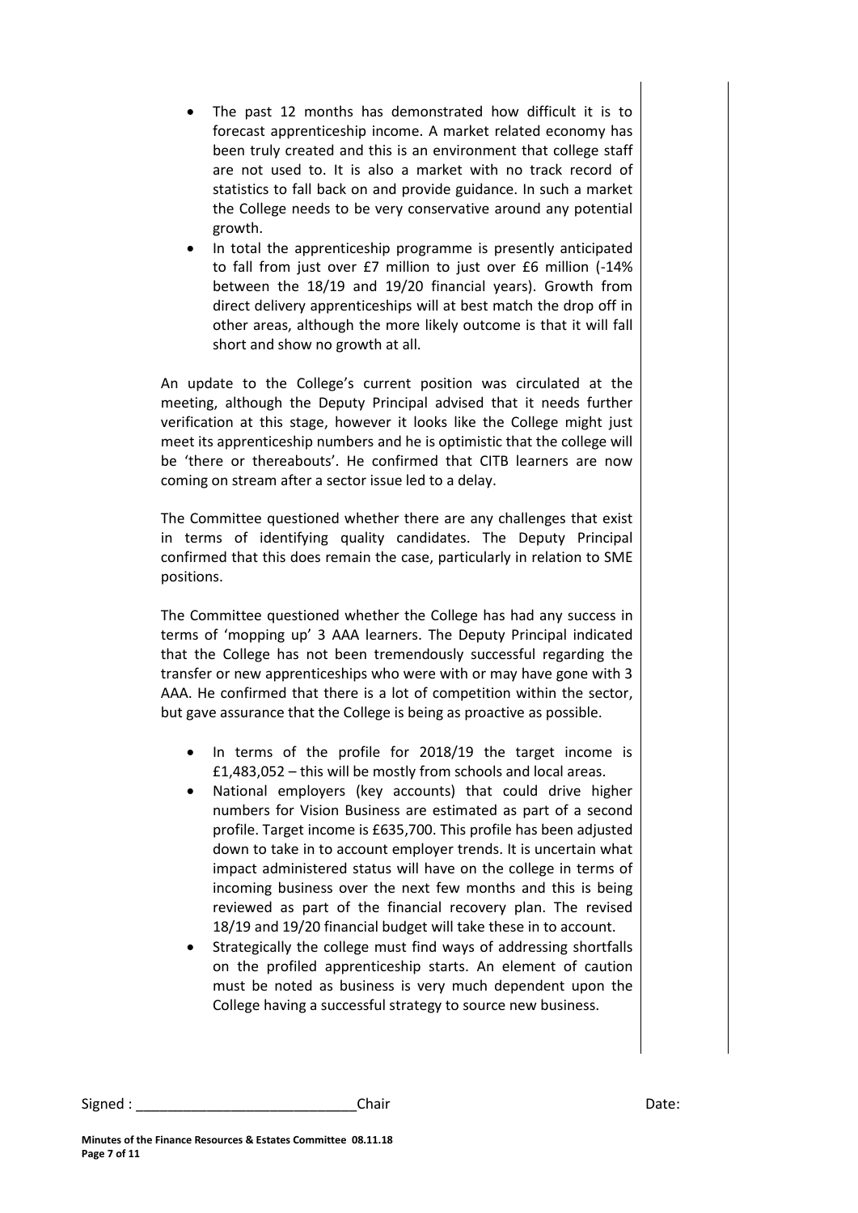- The past 12 months has demonstrated how difficult it is to forecast apprenticeship income. A market related economy has been truly created and this is an environment that college staff are not used to. It is also a market with no track record of statistics to fall back on and provide guidance. In such a market the College needs to be very conservative around any potential growth.
- In total the apprenticeship programme is presently anticipated to fall from just over £7 million to just over £6 million (-14% between the 18/19 and 19/20 financial years). Growth from direct delivery apprenticeships will at best match the drop off in other areas, although the more likely outcome is that it will fall short and show no growth at all.

An update to the College's current position was circulated at the meeting, although the Deputy Principal advised that it needs further verification at this stage, however it looks like the College might just meet its apprenticeship numbers and he is optimistic that the college will be 'there or thereabouts'. He confirmed that CITB learners are now coming on stream after a sector issue led to a delay.

The Committee questioned whether there are any challenges that exist in terms of identifying quality candidates. The Deputy Principal confirmed that this does remain the case, particularly in relation to SME positions.

The Committee questioned whether the College has had any success in terms of 'mopping up' 3 AAA learners. The Deputy Principal indicated that the College has not been tremendously successful regarding the transfer or new apprenticeships who were with or may have gone with 3 AAA. He confirmed that there is a lot of competition within the sector, but gave assurance that the College is being as proactive as possible.

- In terms of the profile for 2018/19 the target income is £1,483,052 – this will be mostly from schools and local areas.
- National employers (key accounts) that could drive higher numbers for Vision Business are estimated as part of a second profile. Target income is £635,700. This profile has been adjusted down to take in to account employer trends. It is uncertain what impact administered status will have on the college in terms of incoming business over the next few months and this is being reviewed as part of the financial recovery plan. The revised 18/19 and 19/20 financial budget will take these in to account.
- Strategically the college must find ways of addressing shortfalls on the profiled apprenticeship starts. An element of caution must be noted as business is very much dependent upon the College having a successful strategy to source new business.

Signed : \_\_\_\_\_\_\_\_\_\_\_\_\_\_\_\_\_\_\_\_\_\_\_\_\_\_\_\_Chair Date:

**Minutes of the Finance Resources & Estates Committee 08.11.18**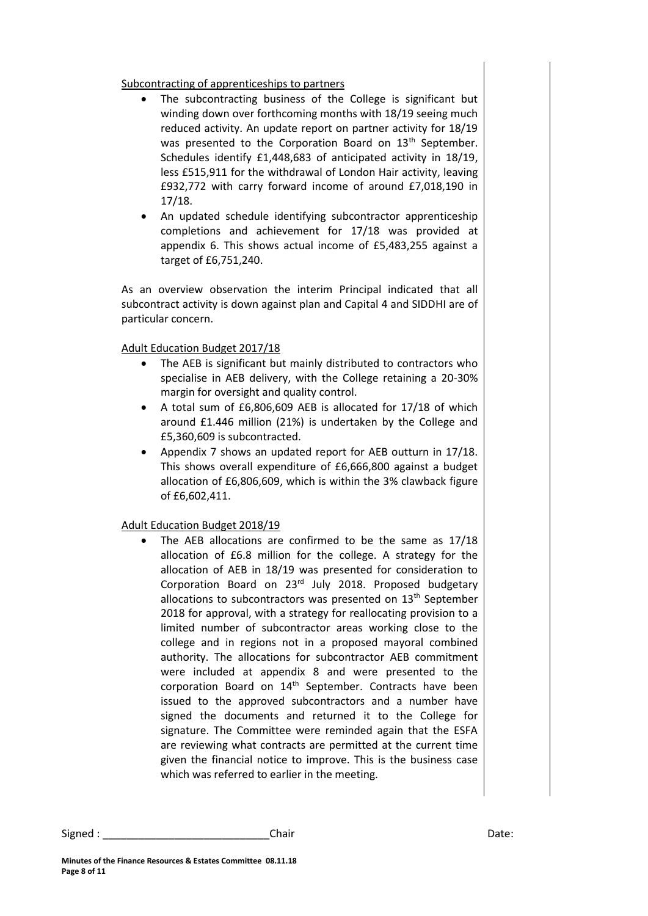Subcontracting of apprenticeships to partners

- The subcontracting business of the College is significant but winding down over forthcoming months with 18/19 seeing much reduced activity. An update report on partner activity for 18/19 was presented to the Corporation Board on 13th September. Schedules identify £1,448,683 of anticipated activity in 18/19, less £515,911 for the withdrawal of London Hair activity, leaving £932,772 with carry forward income of around £7,018,190 in 17/18.
- An updated schedule identifying subcontractor apprenticeship completions and achievement for 17/18 was provided at appendix 6. This shows actual income of £5,483,255 against a target of £6,751,240.

As an overview observation the interim Principal indicated that all subcontract activity is down against plan and Capital 4 and SIDDHI are of particular concern.

Adult Education Budget 2017/18

- The AEB is significant but mainly distributed to contractors who specialise in AEB delivery, with the College retaining a 20-30% margin for oversight and quality control.
- A total sum of £6,806,609 AEB is allocated for 17/18 of which around £1.446 million (21%) is undertaken by the College and £5,360,609 is subcontracted.
- Appendix 7 shows an updated report for AEB outturn in 17/18. This shows overall expenditure of £6,666,800 against a budget allocation of £6,806,609, which is within the 3% clawback figure of £6,602,411.

Adult Education Budget 2018/19

- The AEB allocations are confirmed to be the same as 17/18 allocation of £6.8 million for the college. A strategy for the allocation of AEB in 18/19 was presented for consideration to Corporation Board on 23rd July 2018. Proposed budgetary allocations to subcontractors was presented on 13th September 2018 for approval, with a strategy for reallocating provision to a limited number of subcontractor areas working close to the college and in regions not in a proposed mayoral combined authority. The allocations for subcontractor AEB commitment were included at appendix 8 and were presented to the corporation Board on 14th September. Contracts have been issued to the approved subcontractors and a number have signed the documents and returned it to the College for signature. The Committee were reminded again that the ESFA are reviewing what contracts are permitted at the current time given the financial notice to improve. This is the business case which was referred to earlier in the meeting.

Signed : ____________________________ Chair Date:

**Minutes of the Finance Resources & Estates Committee 08.11.18**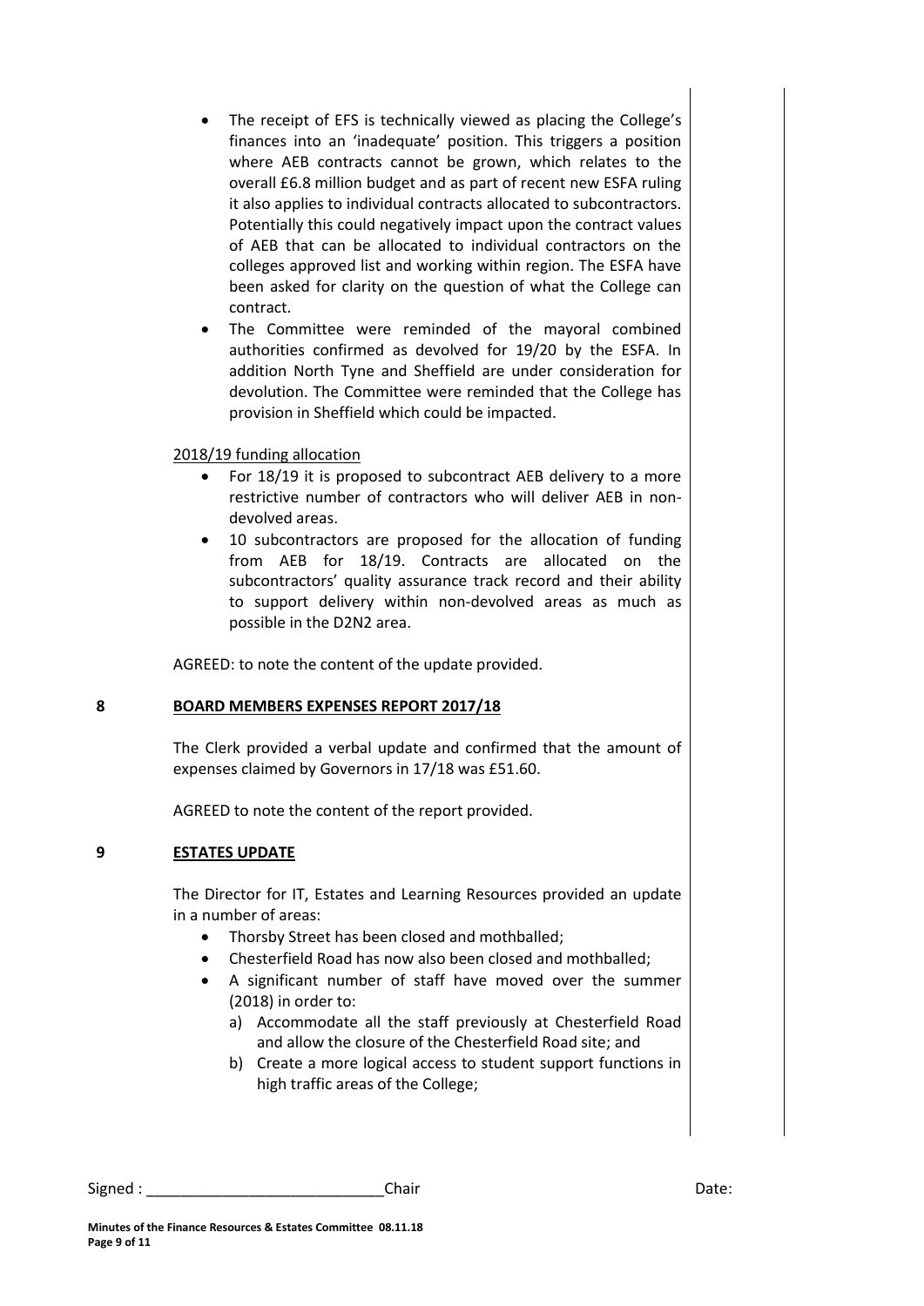- The receipt of EFS is technically viewed as placing the College's finances into an 'inadequate' position. This triggers a position where AEB contracts cannot be grown, which relates to the overall £6.8 million budget and as part of recent new ESFA ruling it also applies to individual contracts allocated to subcontractors. Potentially this could negatively impact upon the contract values of AEB that can be allocated to individual contractors on the colleges approved list and working within region. The ESFA have been asked for clarity on the question of what the College can contract.
- The Committee were reminded of the mayoral combined authorities confirmed as devolved for 19/20 by the ESFA. In addition North Tyne and Sheffield are under consideration for devolution. The Committee were reminded that the College has provision in Sheffield which could be impacted.

2018/19 funding allocation

- For 18/19 it is proposed to subcontract AEB delivery to a more restrictive number of contractors who will deliver AEB in non-devolved areas.
- 10 subcontractors are proposed for the allocation of funding from AEB for 18/19. Contracts are allocated on the subcontractors' quality assurance track record and their ability to support delivery within non-devolved areas as much as possible in the D2N2 area.

AGREED: to note the content of the update provided.

## 8 BOARD MEMBERS EXPENSES REPORT 2017/18

The Clerk provided a verbal update and confirmed that the amount of expenses claimed by Governors in 17/18 was £51.60.

AGREED to note the content of the report provided.

## 9 ESTATES UPDATE

The Director for IT, Estates and Learning Resources provided an update in a number of areas:

- Thorsby Street has been closed and mothballed;
- Chesterfield Road has now also been closed and mothballed;
- A significant number of staff have moved over the summer (2018) in order to:
  a) Accommodate all the staff previously at Chesterfield Road and allow the closure of the Chesterfield Road site; and
  b) Create a more logical access to student support functions in high traffic areas of the College;

Signed : ____________________________ Chair Date: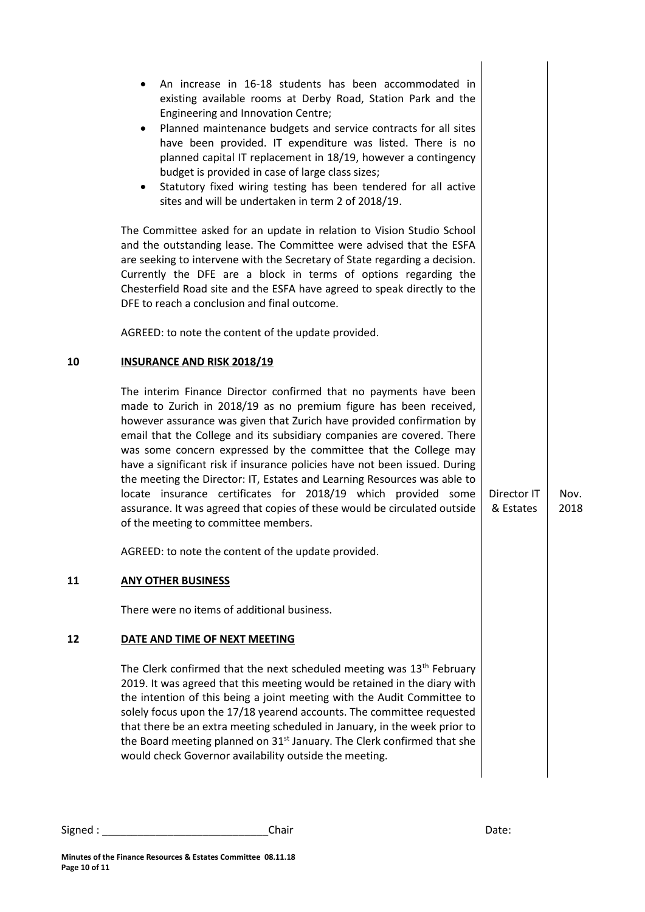- An increase in 16-18 students has been accommodated in existing available rooms at Derby Road, Station Park and the Engineering and Innovation Centre;
- Planned maintenance budgets and service contracts for all sites have been provided. IT expenditure was listed. There is no planned capital IT replacement in 18/19, however a contingency budget is provided in case of large class sizes;
- Statutory fixed wiring testing has been tendered for all active sites and will be undertaken in term 2 of 2018/19.

The Committee asked for an update in relation to Vision Studio School and the outstanding lease. The Committee were advised that the ESFA are seeking to intervene with the Secretary of State regarding a decision. Currently the DFE are a block in terms of options regarding the Chesterfield Road site and the ESFA have agreed to speak directly to the DFE to reach a conclusion and final outcome.

AGREED: to note the content of the update provided.

**10 INSURANCE AND RISK 2018/19**

The interim Finance Director confirmed that no payments have been made to Zurich in 2018/19 as no premium figure has been received, however assurance was given that Zurich have provided confirmation by email that the College and its subsidiary companies are covered. There was some concern expressed by the committee that the College may have a significant risk if insurance policies have not been issued. During the meeting the Director: IT, Estates and Learning Resources was able to locate insurance certificates for 2018/19 which provided some assurance. It was agreed that copies of these would be circulated outside of the meeting to committee members. — *Director IT & Estates — Nov. 2018*

AGREED: to note the content of the update provided.

**11 ANY OTHER BUSINESS**

There were no items of additional business.

**12 DATE AND TIME OF NEXT MEETING**

The Clerk confirmed that the next scheduled meeting was 13th February 2019. It was agreed that this meeting would be retained in the diary with the intention of this being a joint meeting with the Audit Committee to solely focus upon the 17/18 yearend accounts. The committee requested that there be an extra meeting scheduled in January, in the week prior to the Board meeting planned on 31st January. The Clerk confirmed that she would check Governor availability outside the meeting.

Signed : ____________________________Chair Date: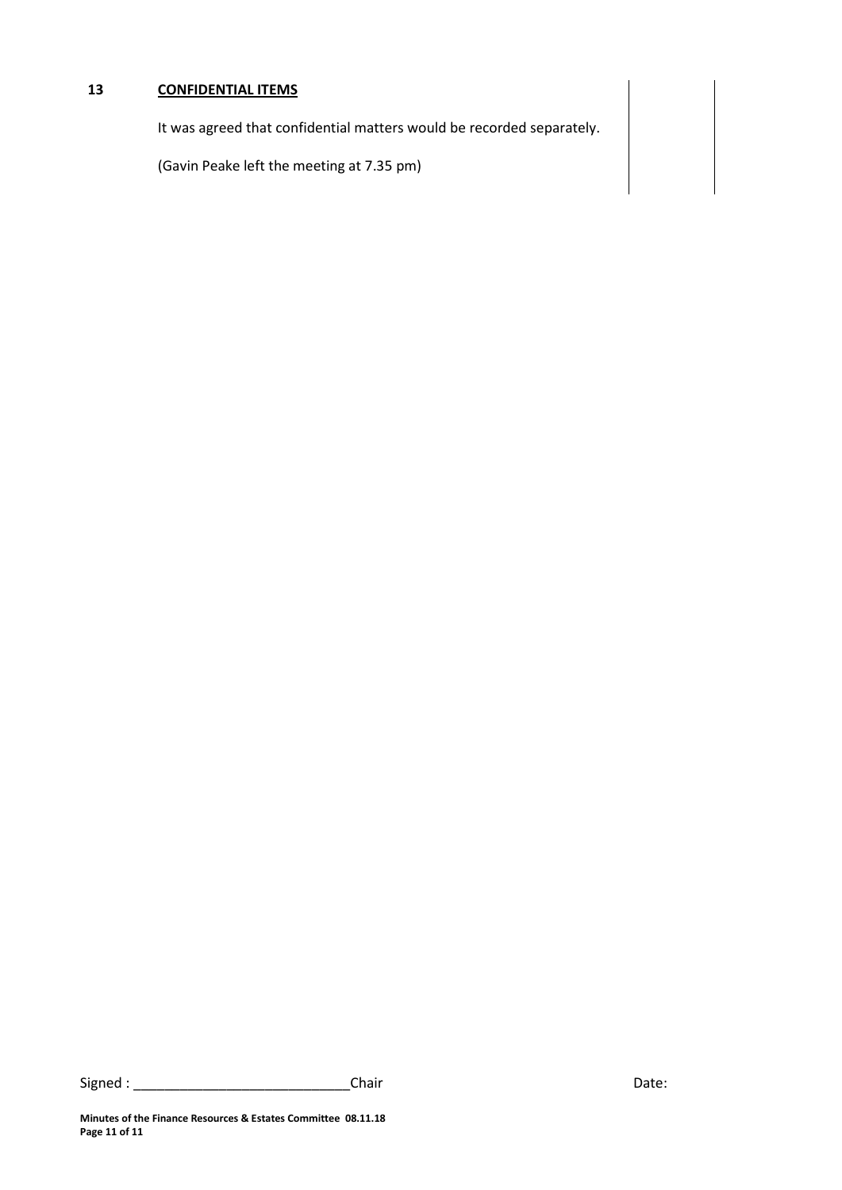**13 CONFIDENTIAL ITEMS**

It was agreed that confidential matters would be recorded separately.

(Gavin Peake left the meeting at 7.35 pm)

Signed : ____________________________Chair Date: